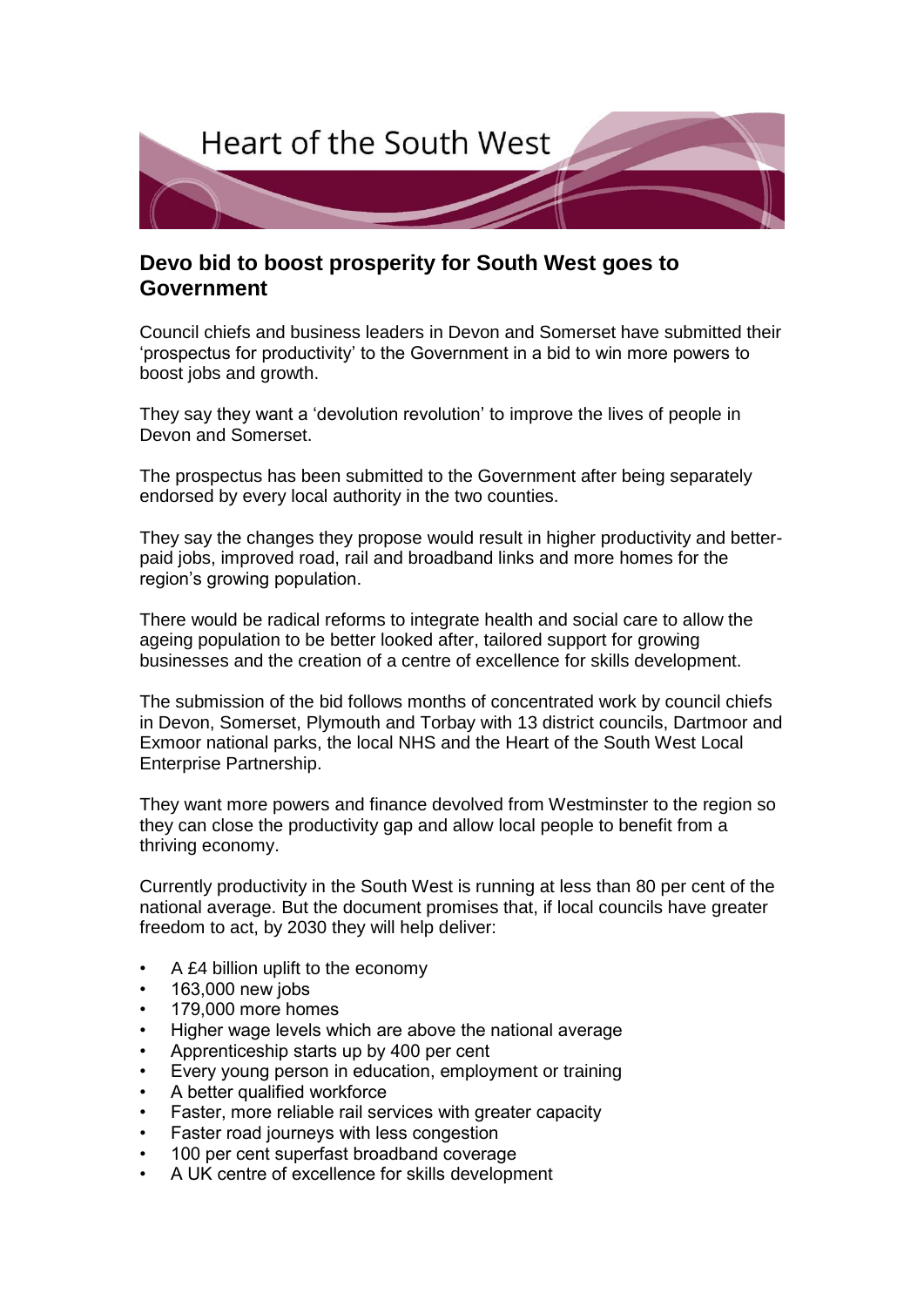Heart of the South West

## Devo bid to boost prosperity for South West goes to Government

Council chiefs and business leaders in Devon and Somerset have submitted their 'prospectus for productivity' to the Government in a bid to win more powers to boost jobs and growth.

They say they want a 'devolution revolution' to improve the lives of people in Devon and Somerset.

The prospectus has been submitted to the Government after being separately endorsed by every local authority in the two counties.

They say the changes they propose would result in higher productivity and better-paid jobs, improved road, rail and broadband links and more homes for the region's growing population.

There would be radical reforms to integrate health and social care to allow the ageing population to be better looked after, tailored support for growing businesses and the creation of a centre of excellence for skills development.

The submission of the bid follows months of concentrated work by council chiefs in Devon, Somerset, Plymouth and Torbay with 13 district councils, Dartmoor and Exmoor national parks, the local NHS and the Heart of the South West Local Enterprise Partnership.

They want more powers and finance devolved from Westminster to the region so they can close the productivity gap and allow local people to benefit from a thriving economy.

Currently productivity in the South West is running at less than 80 per cent of the national average. But the document promises that, if local councils have greater freedom to act, by 2030 they will help deliver:

- A £4 billion uplift to the economy
- 163,000 new jobs
- 179,000 more homes
- Higher wage levels which are above the national average
- Apprenticeship starts up by 400 per cent
- Every young person in education, employment or training
- A better qualified workforce
- Faster, more reliable rail services with greater capacity
- Faster road journeys with less congestion
- 100 per cent superfast broadband coverage
- A UK centre of excellence for skills development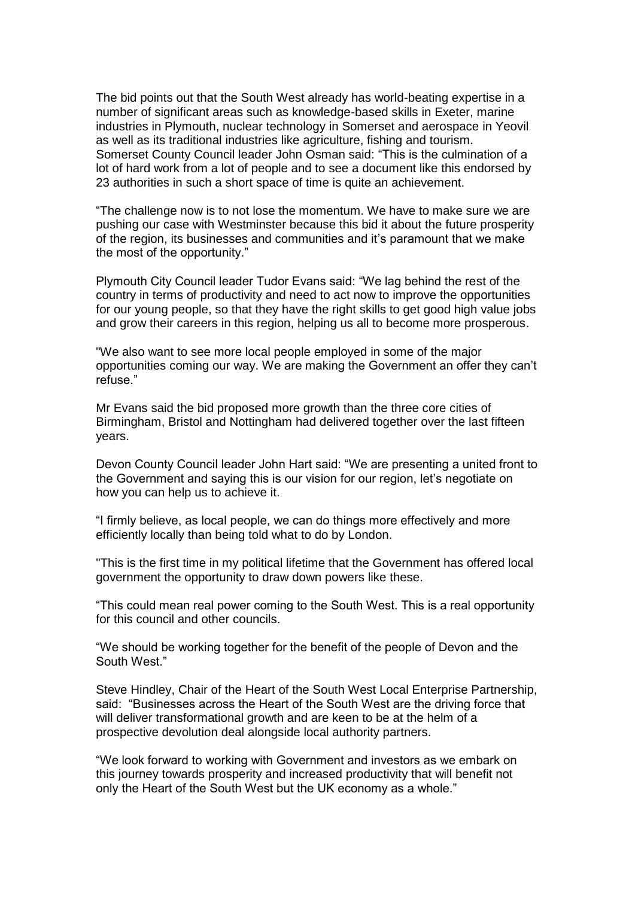The bid points out that the South West already has world-beating expertise in a number of significant areas such as knowledge-based skills in Exeter, marine industries in Plymouth, nuclear technology in Somerset and aerospace in Yeovil as well as its traditional industries like agriculture, fishing and tourism.
Somerset County Council leader John Osman said: "This is the culmination of a lot of hard work from a lot of people and to see a document like this endorsed by 23 authorities in such a short space of time is quite an achievement.

"The challenge now is to not lose the momentum. We have to make sure we are pushing our case with Westminster because this bid it about the future prosperity of the region, its businesses and communities and it's paramount that we make the most of the opportunity."

Plymouth City Council leader Tudor Evans said: "We lag behind the rest of the country in terms of productivity and need to act now to improve the opportunities for our young people, so that they have the right skills to get good high value jobs and grow their careers in this region, helping us all to become more prosperous.

"We also want to see more local people employed in some of the major opportunities coming our way. We are making the Government an offer they can't refuse."

Mr Evans said the bid proposed more growth than the three core cities of Birmingham, Bristol and Nottingham had delivered together over the last fifteen years.

Devon County Council leader John Hart said: "We are presenting a united front to the Government and saying this is our vision for our region, let's negotiate on how you can help us to achieve it.

"I firmly believe, as local people, we can do things more effectively and more efficiently locally than being told what to do by London.

"This is the first time in my political lifetime that the Government has offered local government the opportunity to draw down powers like these.

"This could mean real power coming to the South West. This is a real opportunity for this council and other councils.

"We should be working together for the benefit of the people of Devon and the South West."

Steve Hindley, Chair of the Heart of the South West Local Enterprise Partnership, said: "Businesses across the Heart of the South West are the driving force that will deliver transformational growth and are keen to be at the helm of a prospective devolution deal alongside local authority partners.

"We look forward to working with Government and investors as we embark on this journey towards prosperity and increased productivity that will benefit not only the Heart of the South West but the UK economy as a whole."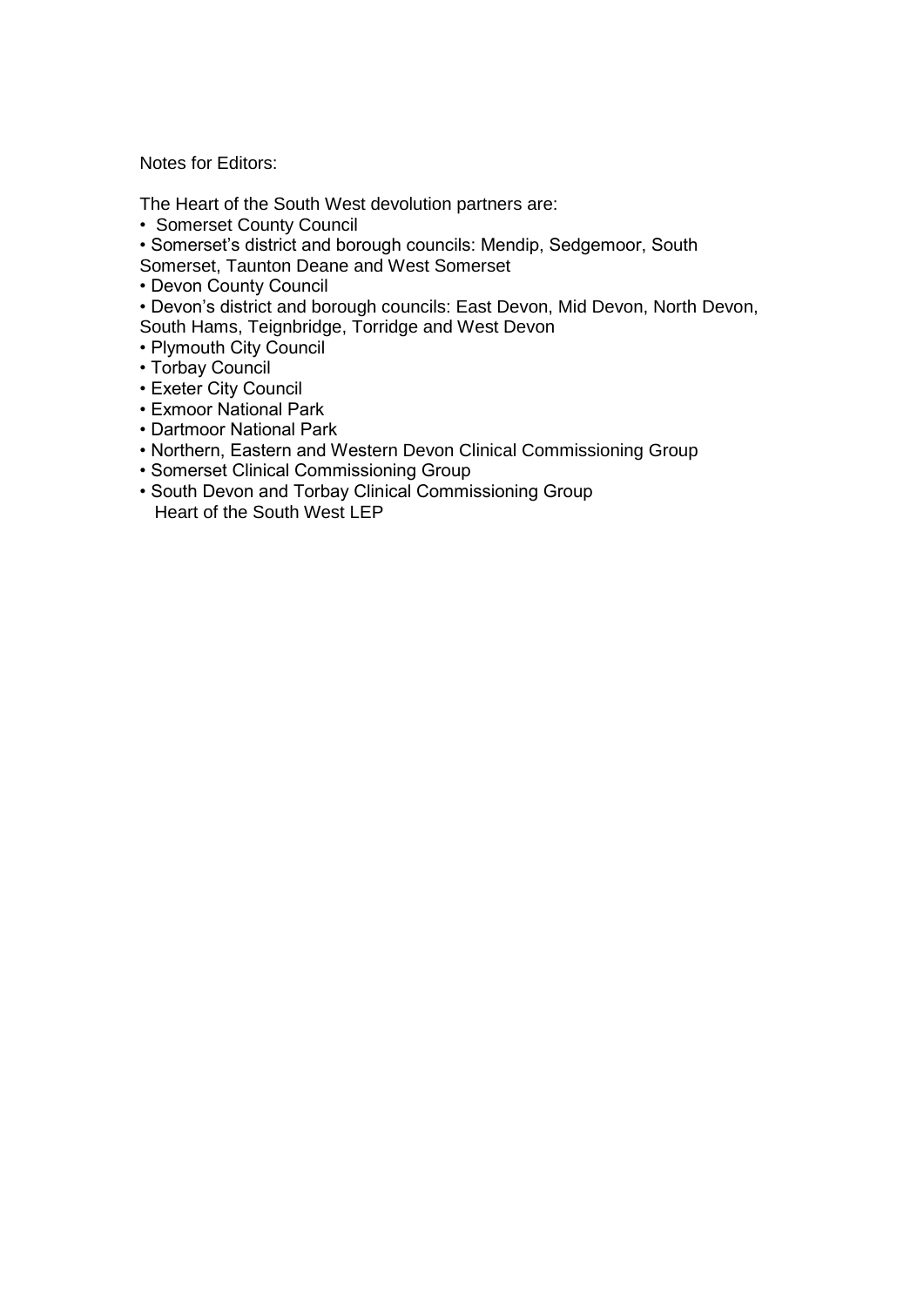Notes for Editors:

The Heart of the South West devolution partners are:

- Somerset County Council
- Somerset's district and borough councils: Mendip, Sedgemoor, South Somerset, Taunton Deane and West Somerset
- Devon County Council
- Devon's district and borough councils: East Devon, Mid Devon, North Devon, South Hams, Teignbridge, Torridge and West Devon
- Plymouth City Council
- Torbay Council
- Exeter City Council
- Exmoor National Park
- Dartmoor National Park
- Northern, Eastern and Western Devon Clinical Commissioning Group
- Somerset Clinical Commissioning Group
- South Devon and Torbay Clinical Commissioning Group
  Heart of the South West LEP